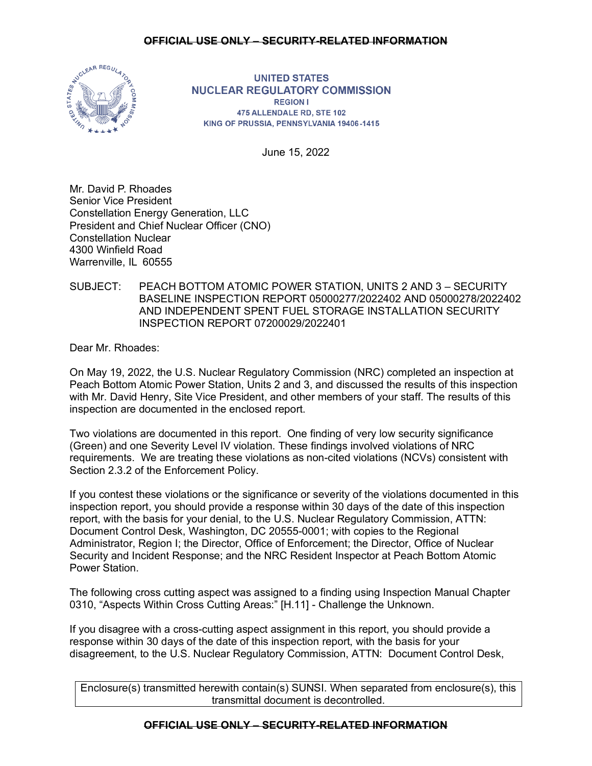~~OFFICIAL USE ONLY – SECURITY-RELATED INFORMATION~~

UNITED STATES
NUCLEAR REGULATORY COMMISSION
REGION I
475 ALLENDALE RD, STE 102
KING OF PRUSSIA, PENNSYLVANIA 19406-1415

June 15, 2022

Mr. David P. Rhoades
Senior Vice President
Constellation Energy Generation, LLC
President and Chief Nuclear Officer (CNO)
Constellation Nuclear
4300 Winfield Road
Warrenville, IL 60555

SUBJECT: PEACH BOTTOM ATOMIC POWER STATION, UNITS 2 AND 3 – SECURITY BASELINE INSPECTION REPORT 05000277/2022402 AND 05000278/2022402 AND INDEPENDENT SPENT FUEL STORAGE INSTALLATION SECURITY INSPECTION REPORT 07200029/2022401

Dear Mr. Rhoades:

On May 19, 2022, the U.S. Nuclear Regulatory Commission (NRC) completed an inspection at Peach Bottom Atomic Power Station, Units 2 and 3, and discussed the results of this inspection with Mr. David Henry, Site Vice President, and other members of your staff. The results of this inspection are documented in the enclosed report.

Two violations are documented in this report. One finding of very low security significance (Green) and one Severity Level IV violation. These findings involved violations of NRC requirements. We are treating these violations as non-cited violations (NCVs) consistent with Section 2.3.2 of the Enforcement Policy.

If you contest these violations or the significance or severity of the violations documented in this inspection report, you should provide a response within 30 days of the date of this inspection report, with the basis for your denial, to the U.S. Nuclear Regulatory Commission, ATTN: Document Control Desk, Washington, DC 20555-0001; with copies to the Regional Administrator, Region I; the Director, Office of Enforcement; the Director, Office of Nuclear Security and Incident Response; and the NRC Resident Inspector at Peach Bottom Atomic Power Station.

The following cross cutting aspect was assigned to a finding using Inspection Manual Chapter 0310, "Aspects Within Cross Cutting Areas:" [H.11] - Challenge the Unknown.

If you disagree with a cross-cutting aspect assignment in this report, you should provide a response within 30 days of the date of this inspection report, with the basis for your disagreement, to the U.S. Nuclear Regulatory Commission, ATTN: Document Control Desk,

Enclosure(s) transmitted herewith contain(s) SUNSI. When separated from enclosure(s), this transmittal document is decontrolled.

~~OFFICIAL USE ONLY – SECURITY-RELATED INFORMATION~~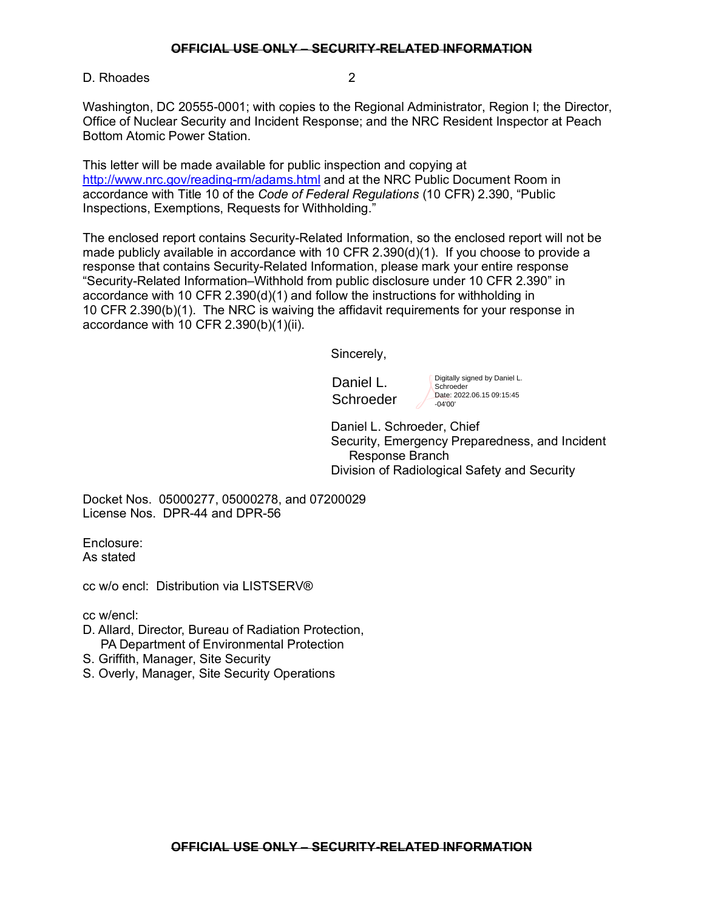Washington, DC 20555-0001; with copies to the Regional Administrator, Region I; the Director, Office of Nuclear Security and Incident Response; and the NRC Resident Inspector at Peach Bottom Atomic Power Station.

This letter will be made available for public inspection and copying at http://www.nrc.gov/reading-rm/adams.html and at the NRC Public Document Room in accordance with Title 10 of the *Code of Federal Regulations* (10 CFR) 2.390, "Public Inspections, Exemptions, Requests for Withholding."

The enclosed report contains Security-Related Information, so the enclosed report will not be made publicly available in accordance with 10 CFR 2.390(d)(1). If you choose to provide a response that contains Security-Related Information, please mark your entire response "Security-Related Information–Withhold from public disclosure under 10 CFR 2.390" in accordance with 10 CFR 2.390(d)(1) and follow the instructions for withholding in 10 CFR 2.390(b)(1). The NRC is waiving the affidavit requirements for your response in accordance with 10 CFR 2.390(b)(1)(ii).

Sincerely,

Daniel L. Schroeder

Digitally signed by Daniel L. Schroeder
Date: 2022.06.15 09:15:45 -04'00'

Daniel L. Schroeder, Chief
Security, Emergency Preparedness, and Incident Response Branch
Division of Radiological Safety and Security

Docket Nos. 05000277, 05000278, and 07200029
License Nos. DPR-44 and DPR-56

Enclosure:
As stated

cc w/o encl: Distribution via LISTSERV®

cc w/encl:
D. Allard, Director, Bureau of Radiation Protection, PA Department of Environmental Protection
S. Griffith, Manager, Site Security
S. Overly, Manager, Site Security Operations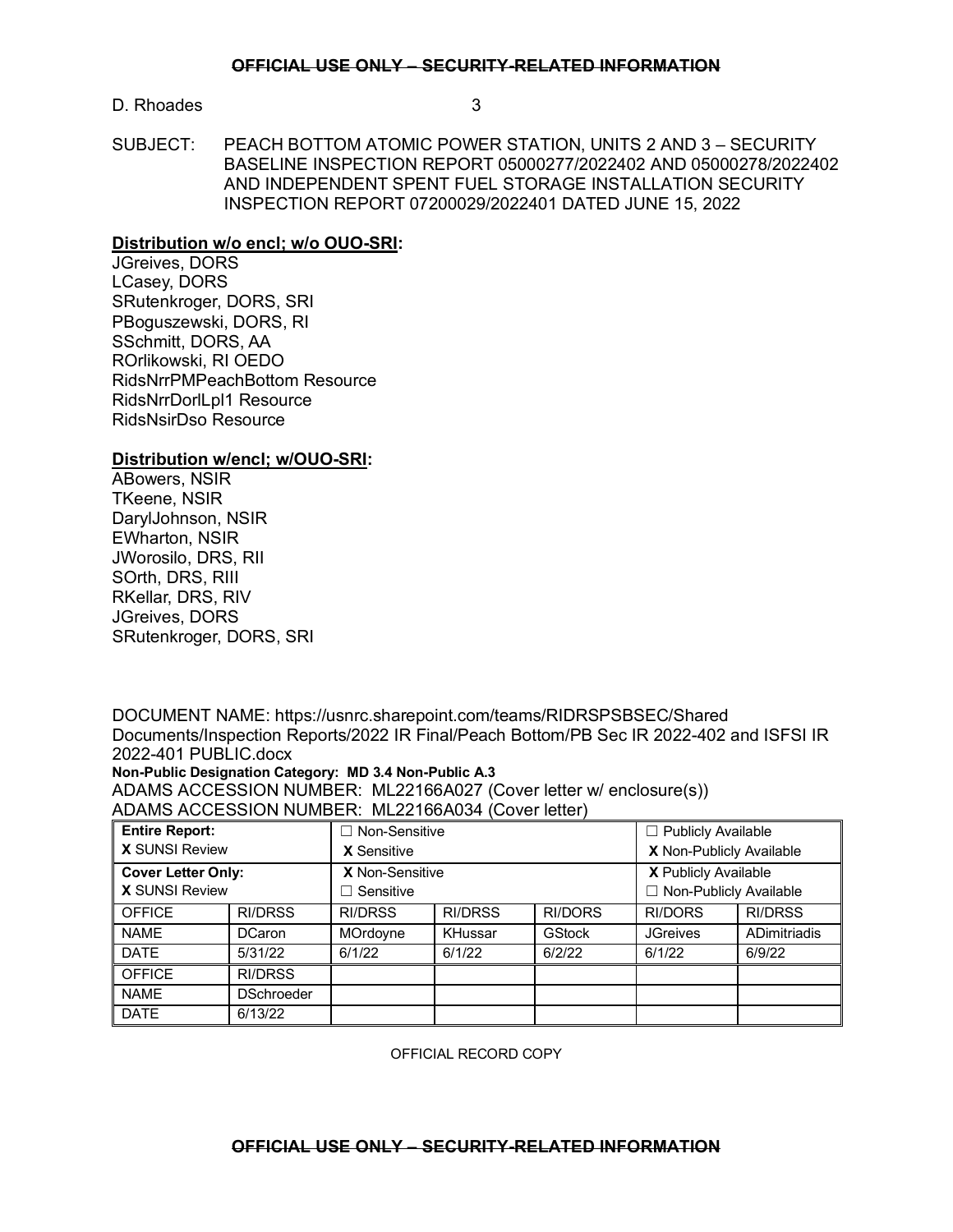D. Rhoades

SUBJECT: PEACH BOTTOM ATOMIC POWER STATION, UNITS 2 AND 3 – SECURITY BASELINE INSPECTION REPORT 05000277/2022402 AND 05000278/2022402 AND INDEPENDENT SPENT FUEL STORAGE INSTALLATION SECURITY INSPECTION REPORT 07200029/2022401 DATED JUNE 15, 2022

**Distribution w/o encl; w/o OUO-SRI:**

JGreives, DORS
LCasey, DORS
SRutenkroger, DORS, SRI
PBoguszewski, DORS, RI
SSchmitt, DORS, AA
ROrlikowski, RI OEDO
RidsNrrPMPeachBottom Resource
RidsNrrDorlLpl1 Resource
RidsNsirDso Resource

**Distribution w/encl; w/OUO-SRI:**

ABowers, NSIR
TKeene, NSIR
DarylJohnson, NSIR
EWharton, NSIR
JWorosilo, DRS, RII
SOrth, DRS, RIII
RKellar, DRS, RIV
JGreives, DORS
SRutenkroger, DORS, SRI

DOCUMENT NAME: https://usnrc.sharepoint.com/teams/RIDRSPSBSEC/Shared Documents/Inspection Reports/2022 IR Final/Peach Bottom/PB Sec IR 2022-402 and ISFSI IR 2022-401 PUBLIC.docx

**Non-Public Designation Category: MD 3.4 Non-Public A.3**

ADAMS ACCESSION NUMBER: ML22166A027 (Cover letter w/ enclosure(s))
ADAMS ACCESSION NUMBER: ML22166A034 (Cover letter)

| | | | | | | |
|---|---|---|---|---|---|---|
| **Entire Report:** X SUNSI Review | | ☐ Non-Sensitive X Sensitive | | | ☐ Publicly Available X Non-Publicly Available | |
| **Cover Letter Only:** X SUNSI Review | | X Non-Sensitive ☐ Sensitive | | | X Publicly Available ☐ Non-Publicly Available | |
| OFFICE | RI/DRSS | RI/DRSS | RI/DRSS | RI/DORS | RI/DORS | RI/DRSS |
| NAME | DCaron | MOrdoyne | KHussar | GStock | JGreives | ADimitriadis |
| DATE | 5/31/22 | 6/1/22 | 6/1/22 | 6/2/22 | 6/1/22 | 6/9/22 |
| OFFICE | RI/DRSS | | | | | |
| NAME | DSchroeder | | | | | |
| DATE | 6/13/22 | | | | | |

OFFICIAL RECORD COPY